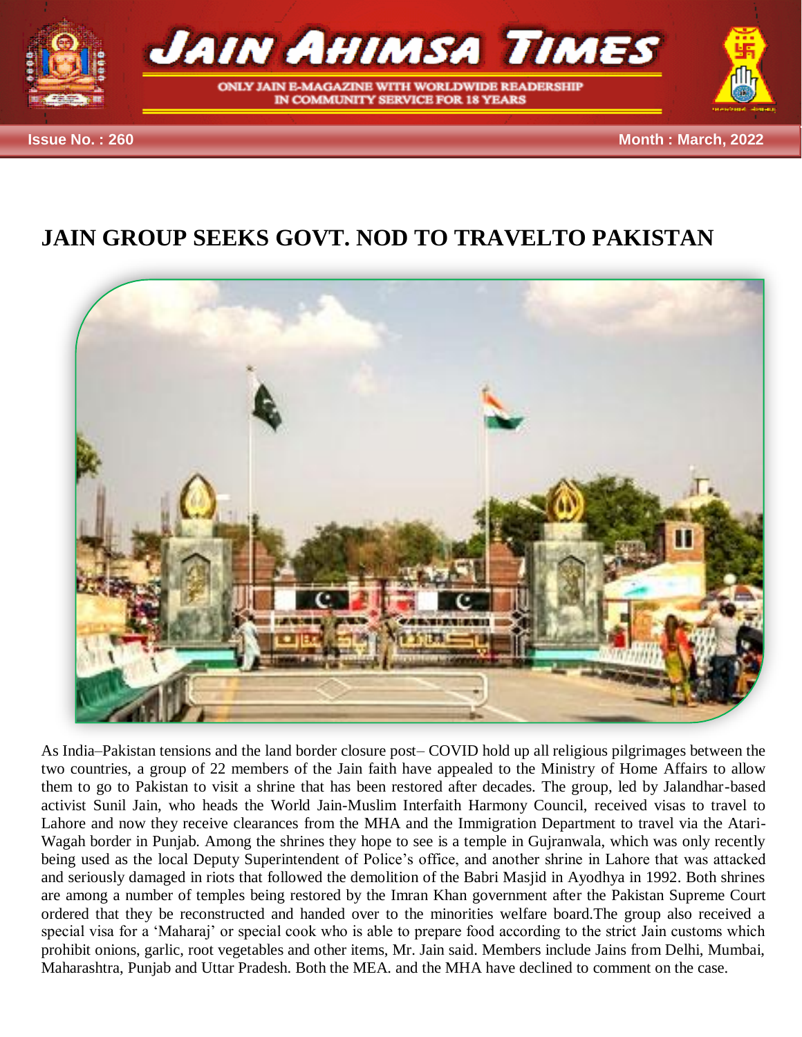# JAIN GROUP SEEKS GOVT. NOD TO TRAVELTO PAKISTAN

As India–Pakistan tensions and the land border closure post– COVID hold up all religious pilgrimages between the two countries, a group of 22 members of the Jain faith have appealed to the Ministry of Home Affairs to allow them to go to Pakistan to visit a shrine that has been restored after decades. The group, led by Jalandhar-based activist Sunil Jain, who heads the World Jain-Muslim Interfaith Harmony Council, received visas to travel to Lahore and now they receive clearances from the MHA and the Immigration Department to travel via the Atari-Wagah border in Punjab. Among the shrines they hope to see is a temple in Gujranwala, which was only recently being used as the local Deputy Superintendent of Police's office, and another shrine in Lahore that was attacked and seriously damaged in riots that followed the demolition of the Babri Masjid in Ayodhya in 1992. Both shrines are among a number of temples being restored by the Imran Khan government after the Pakistan Supreme Court ordered that they be reconstructed and handed over to the minorities welfare board.The group also received a special visa for a 'Maharaj' or special cook who is able to prepare food according to the strict Jain customs which prohibit onions, garlic, root vegetables and other items, Mr. Jain said. Members include Jains from Delhi, Mumbai, Maharashtra, Punjab and Uttar Pradesh. Both the MEA. and the MHA have declined to comment on the case.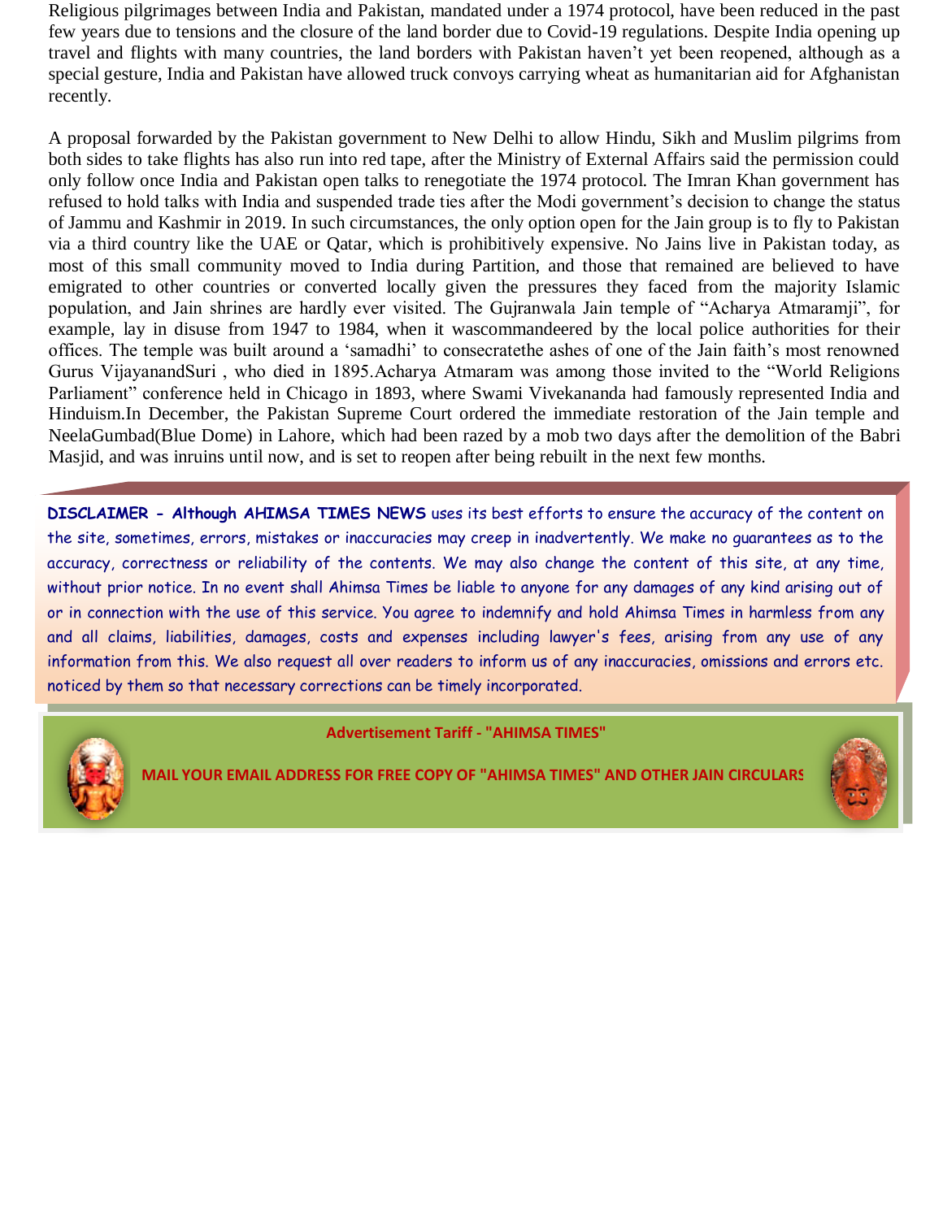Religious pilgrimages between India and Pakistan, mandated under a 1974 protocol, have been reduced in the past few years due to tensions and the closure of the land border due to Covid-19 regulations. Despite India opening up travel and flights with many countries, the land borders with Pakistan haven't yet been reopened, although as a special gesture, India and Pakistan have allowed truck convoys carrying wheat as humanitarian aid for Afghanistan recently.

A proposal forwarded by the Pakistan government to New Delhi to allow Hindu, Sikh and Muslim pilgrims from both sides to take flights has also run into red tape, after the Ministry of External Affairs said the permission could only follow once India and Pakistan open talks to renegotiate the 1974 protocol. The Imran Khan government has refused to hold talks with India and suspended trade ties after the Modi government's decision to change the status of Jammu and Kashmir in 2019. In such circumstances, the only option open for the Jain group is to fly to Pakistan via a third country like the UAE or Qatar, which is prohibitively expensive. No Jains live in Pakistan today, as most of this small community moved to India during Partition, and those that remained are believed to have emigrated to other countries or converted locally given the pressures they faced from the majority Islamic population, and Jain shrines are hardly ever visited. The Gujranwala Jain temple of "Acharya Atmaramji", for example, lay in disuse from 1947 to 1984, when it wascommandeered by the local police authorities for their offices. The temple was built around a 'samadhi' to consecratethe ashes of one of the Jain faith's most renowned Gurus VijayanandSuri , who died in 1895.Acharya Atmaram was among those invited to the "World Religions Parliament" conference held in Chicago in 1893, where Swami Vivekananda had famously represented India and Hinduism.In December, the Pakistan Supreme Court ordered the immediate restoration of the Jain temple and NeelaGumbad(Blue Dome) in Lahore, which had been razed by a mob two days after the demolition of the Babri Masjid, and was inruins until now, and is set to reopen after being rebuilt in the next few months.

**DISCLAIMER - Although AHIMSA TIMES NEWS** uses its best efforts to ensure the accuracy of the content on the site, sometimes, errors, mistakes or inaccuracies may creep in inadvertently. We make no guarantees as to the accuracy, correctness or reliability of the contents. We may also change the content of this site, at any time, without prior notice. In no event shall Ahimsa Times be liable to anyone for any damages of any kind arising out of or in connection with the use of this service. You agree to indemnify and hold Ahimsa Times in harmless from any and all claims, liabilities, damages, costs and expenses including lawyer's fees, arising from any use of any information from this. We also request all over readers to inform us of any inaccuracies, omissions and errors etc. noticed by them so that necessary corrections can be timely incorporated.

**Advertisement Tariff - "AHIMSA TIMES"**

**MAIL YOUR EMAIL ADDRESS FOR FREE COPY OF "AHIMSA TIMES" AND OTHER JAIN CIRCULARS**